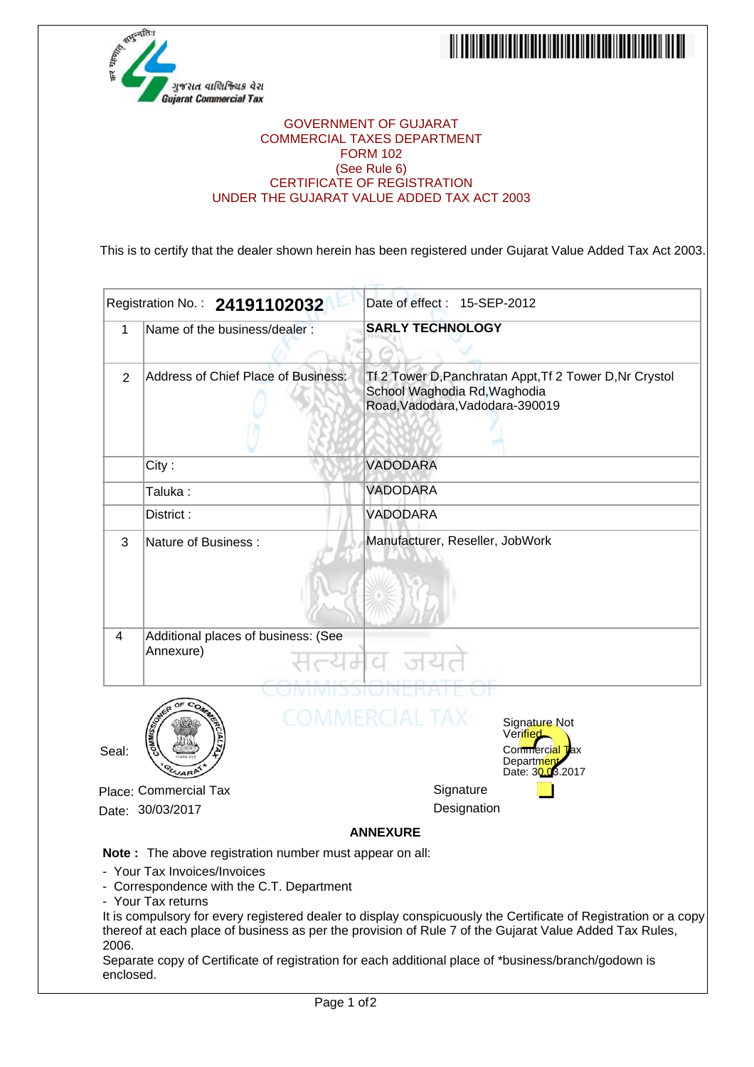ગુજરાત વાણિજ્યિક વેરા
Gujarat Commercial Tax

GOVERNMENT OF GUJARAT
COMMERCIAL TAXES DEPARTMENT
FORM 102
(See Rule 6)
CERTIFICATE OF REGISTRATION
UNDER THE GUJARAT VALUE ADDED TAX ACT 2003

This is to certify that the dealer shown herein has been registered under Gujarat Value Added Tax Act 2003.

| Registration No. : **24191102032** | | Date of effect : 15-SEP-2012 |
|---|---|---|
| 1 | Name of the business/dealer : | **SARLY TECHNOLOGY** |
| 2 | Address of Chief Place of Business: | Tf 2 Tower D,Panchratan Appt,Tf 2 Tower D,Nr Crystol School Waghodia Rd,Waghodia Road,Vadodara,Vadodara-390019 |
| | City : | VADODARA |
| | Taluka : | VADODARA |
| | District : | VADODARA |
| 3 | Nature of Business : | Manufacturer, Reseller, JobWork |
| 4 | Additional places of business: (See Annexure) | |

Seal:

Signature Not Verified
Commercial Tax Department
Date: 30.03.2017

Place: Commercial Tax
Date: 30/03/2017

Signature
Designation

**ANNEXURE**

**Note :** The above registration number must appear on all:

- Your Tax Invoices/Invoices
- Correspondence with the C.T. Department
- Your Tax returns

It is compulsory for every registered dealer to display conspicuously the Certificate of Registration or a copy thereof at each place of business as per the provision of Rule 7 of the Gujarat Value Added Tax Rules, 2006.

Separate copy of Certificate of registration for each additional place of *business/branch/godown is enclosed.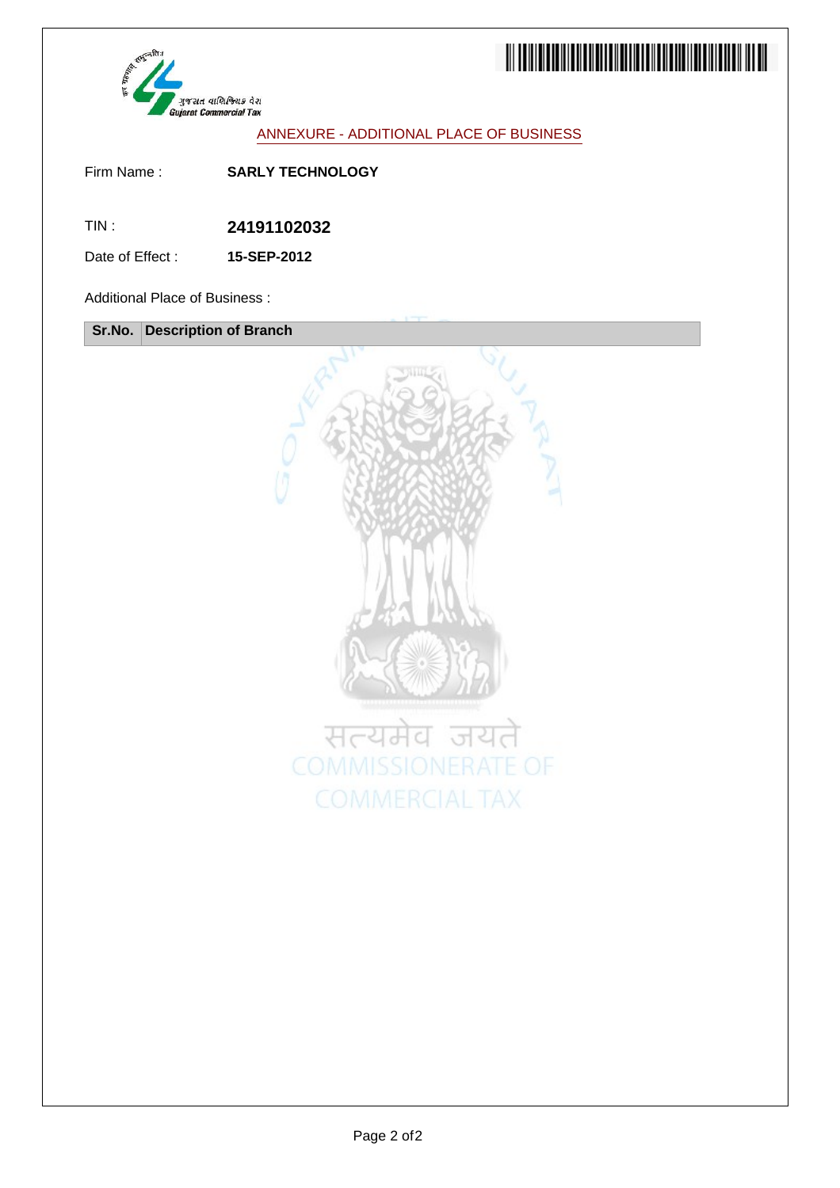## ANNEXURE - ADDITIONAL PLACE OF BUSINESS

Firm Name : **SARLY TECHNOLOGY**

TIN : **24191102032**

Date of Effect : **15-SEP-2012**

Additional Place of Business :

| Sr.No. | Description of Branch |
|---|---|